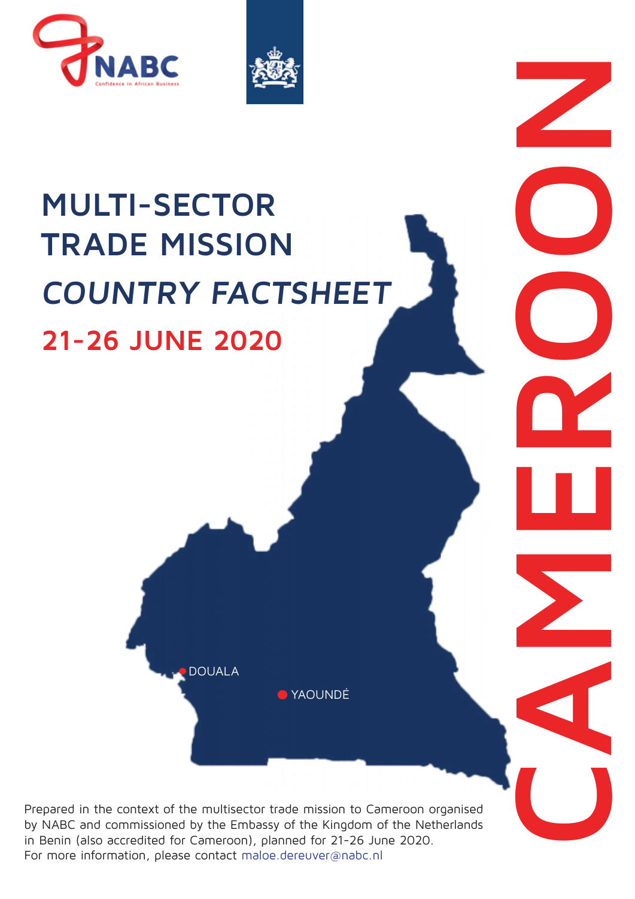NABC

Confidence in African Business

# MULTI-SECTOR TRADE MISSION

## *COUNTRY FACTSHEET*

## 21-26 JUNE 2020

# CAMEROON

DOUALA

YAOUNDÉ

Prepared in the context of the multisector trade mission to Cameroon organised by NABC and commissioned by the Embassy of the Kingdom of the Netherlands in Benin (also accredited for Cameroon), planned for 21-26 June 2020.
For more information, please contact maloe.dereuver@nabc.nl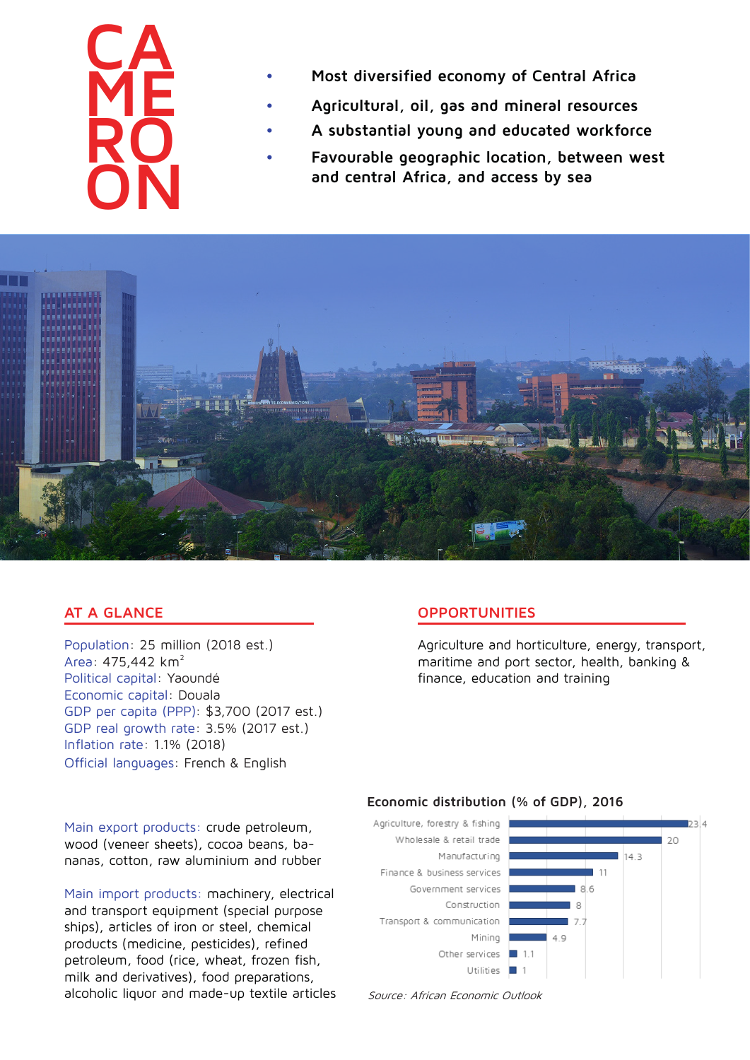# CAMEROON

- Most diversified economy of Central Africa
- Agricultural, oil, gas and mineral resources
- A substantial young and educated workforce
- Favourable geographic location, between west and central Africa, and access by sea

## AT A GLANCE

Population: 25 million (2018 est.)
Area: 475,442 km$^2$
Political capital: Yaoundé
Economic capital: Douala
GDP per capita (PPP): $3,700 (2017 est.)
GDP real growth rate: 3.5% (2017 est.)
Inflation rate: 1.1% (2018)
Official languages: French & English

Main export products: crude petroleum, wood (veneer sheets), cocoa beans, bananas, cotton, raw aluminium and rubber

Main import products: machinery, electrical and transport equipment (special purpose ships), articles of iron or steel, chemical products (medicine, pesticides), refined petroleum, food (rice, wheat, frozen fish, milk and derivatives), food preparations, alcoholic liquor and made-up textile articles

## OPPORTUNITIES

Agriculture and horticulture, energy, transport, maritime and port sector, health, banking & finance, education and training

**Economic distribution (% of GDP), 2016**

| Sector | % of GDP |
|---|---|
| Agriculture, forestry & fishing | 23.4 |
| Wholesale & retail trade | 20 |
| Manufacturing | 14.3 |
| Finance & business services | 11 |
| Government services | 8.6 |
| Construction | 8 |
| Transport & communication | 7.7 |
| Mining | 4.9 |
| Other services | 1.1 |
| Utilities | 1 |

*Source: African Economic Outlook*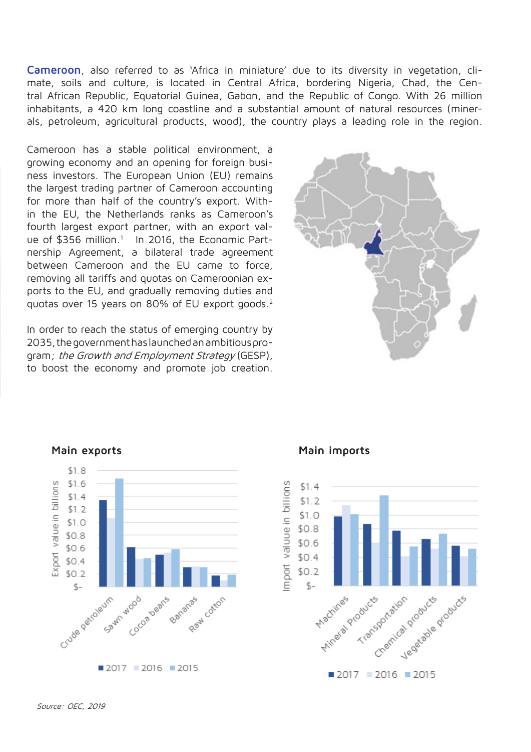**Cameroon**, also referred to as 'Africa in miniature' due to its diversity in vegetation, climate, soils and culture, is located in Central Africa, bordering Nigeria, Chad, the Central African Republic, Equatorial Guinea, Gabon, and the Republic of Congo. With 26 million inhabitants, a 420 km long coastline and a substantial amount of natural resources (minerals, petroleum, agricultural products, wood), the country plays a leading role in the region.

Cameroon has a stable political environment, a growing economy and an opening for foreign business investors. The European Union (EU) remains the largest trading partner of Cameroon accounting for more than half of the country's export. Within the EU, the Netherlands ranks as Cameroon's fourth largest export partner, with an export value of $356 million.[1] In 2016, the Economic Partnership Agreement, a bilateral trade agreement between Cameroon and the EU came to force, removing all tariffs and quotas on Cameroonian exports to the EU, and gradually removing duties and quotas over 15 years on 80% of EU export goods.[2]

In order to reach the status of emerging country by 2035, the government has launched an ambitious program; *the Growth and Employment Strategy* (GESP), to boost the economy and promote job creation.

**Main exports**

Export value in billions

| | 2017 | 2016 | 2015 |
|---|---|---|---|
| Crude petroleum | ~$1.35 | ~$1.07 | ~$1.67 |
| Sawn wood | ~$0.62 | ~$0.43 | ~$0.44 |
| Cocoa beans | ~$0.50 | ~$0.53 | ~$0.58 |
| Bananas | ~$0.30 | ~$0.31 | ~$0.30 |
| Raw cotton | ~$0.17 | ~$0.10 | ~$0.18 |

**Main imports**

Import value in billions

| | 2017 | 2016 | 2015 |
|---|---|---|---|
| Machines | ~$0.98 | ~$1.14 | ~$1.01 |
| Mineral Products | ~$0.87 | ~$0.60 | ~$1.28 |
| Transportation | ~$0.78 | ~$0.42 | ~$0.56 |
| Chemical products | ~$0.66 | ~$0.52 | ~$0.74 |
| Vegetable products | ~$0.57 | ~$0.42 | ~$0.52 |

*Source: OEC, 2019*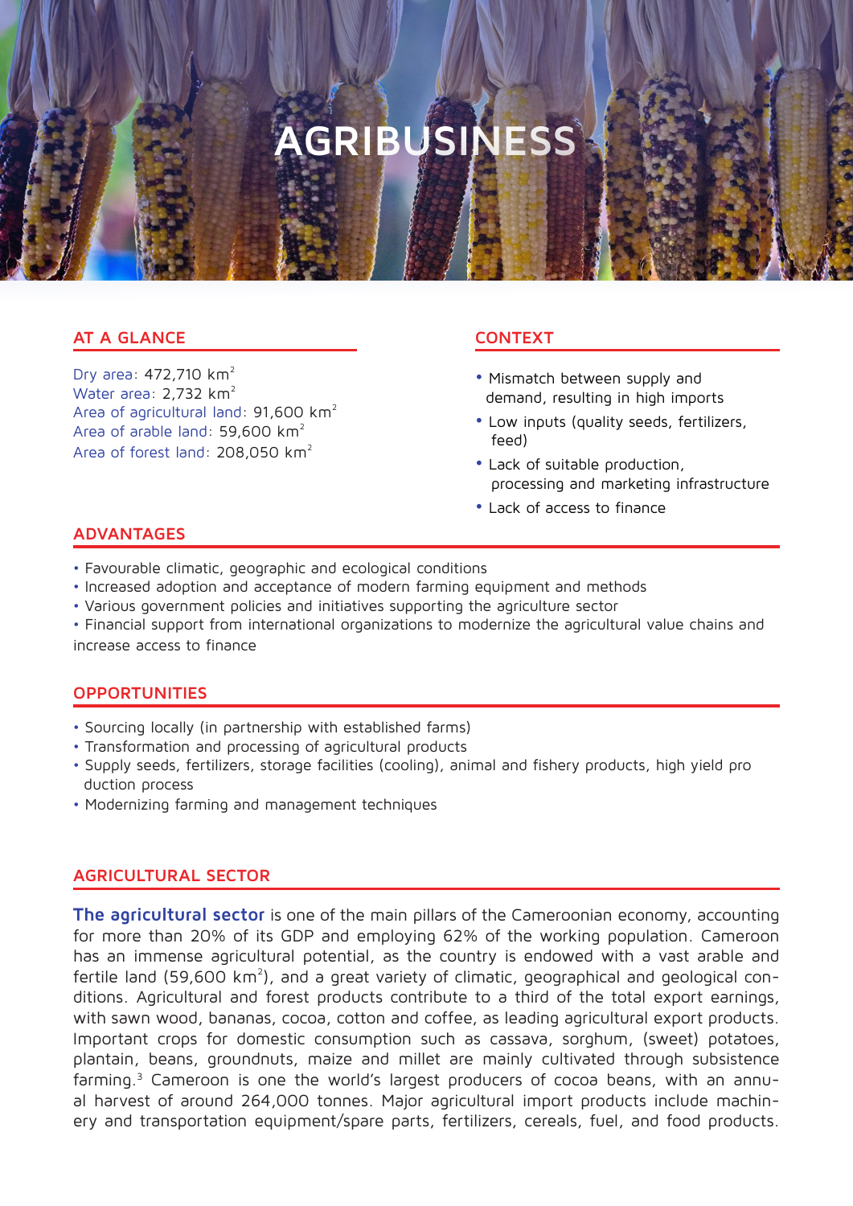# AGRIBUSINESS

## AT A GLANCE

Dry area: 472,710 km$^2$
Water area: 2,732 km$^2$
Area of agricultural land: 91,600 km$^2$
Area of arable land: 59,600 km$^2$
Area of forest land: 208,050 km$^2$

## CONTEXT

- Mismatch between supply and demand, resulting in high imports
- Low inputs (quality seeds, fertilizers, feed)
- Lack of suitable production, processing and marketing infrastructure
- Lack of access to finance

## ADVANTAGES

- Favourable climatic, geographic and ecological conditions
- Increased adoption and acceptance of modern farming equipment and methods
- Various government policies and initiatives supporting the agriculture sector
- Financial support from international organizations to modernize the agricultural value chains and increase access to finance

## OPPORTUNITIES

- Sourcing locally (in partnership with established farms)
- Transformation and processing of agricultural products
- Supply seeds, fertilizers, storage facilities (cooling), animal and fishery products, high yield pro duction process
- Modernizing farming and management techniques

## AGRICULTURAL SECTOR

**The agricultural sector** is one of the main pillars of the Cameroonian economy, accounting for more than 20% of its GDP and employing 62% of the working population. Cameroon has an immense agricultural potential, as the country is endowed with a vast arable and fertile land (59,600 km$^2$), and a great variety of climatic, geographical and geological conditions. Agricultural and forest products contribute to a third of the total export earnings, with sawn wood, bananas, cocoa, cotton and coffee, as leading agricultural export products. Important crops for domestic consumption such as cassava, sorghum, (sweet) potatoes, plantain, beans, groundnuts, maize and millet are mainly cultivated through subsistence farming.[3] Cameroon is one the world's largest producers of cocoa beans, with an annual harvest of around 264,000 tonnes. Major agricultural import products include machinery and transportation equipment/spare parts, fertilizers, cereals, fuel, and food products.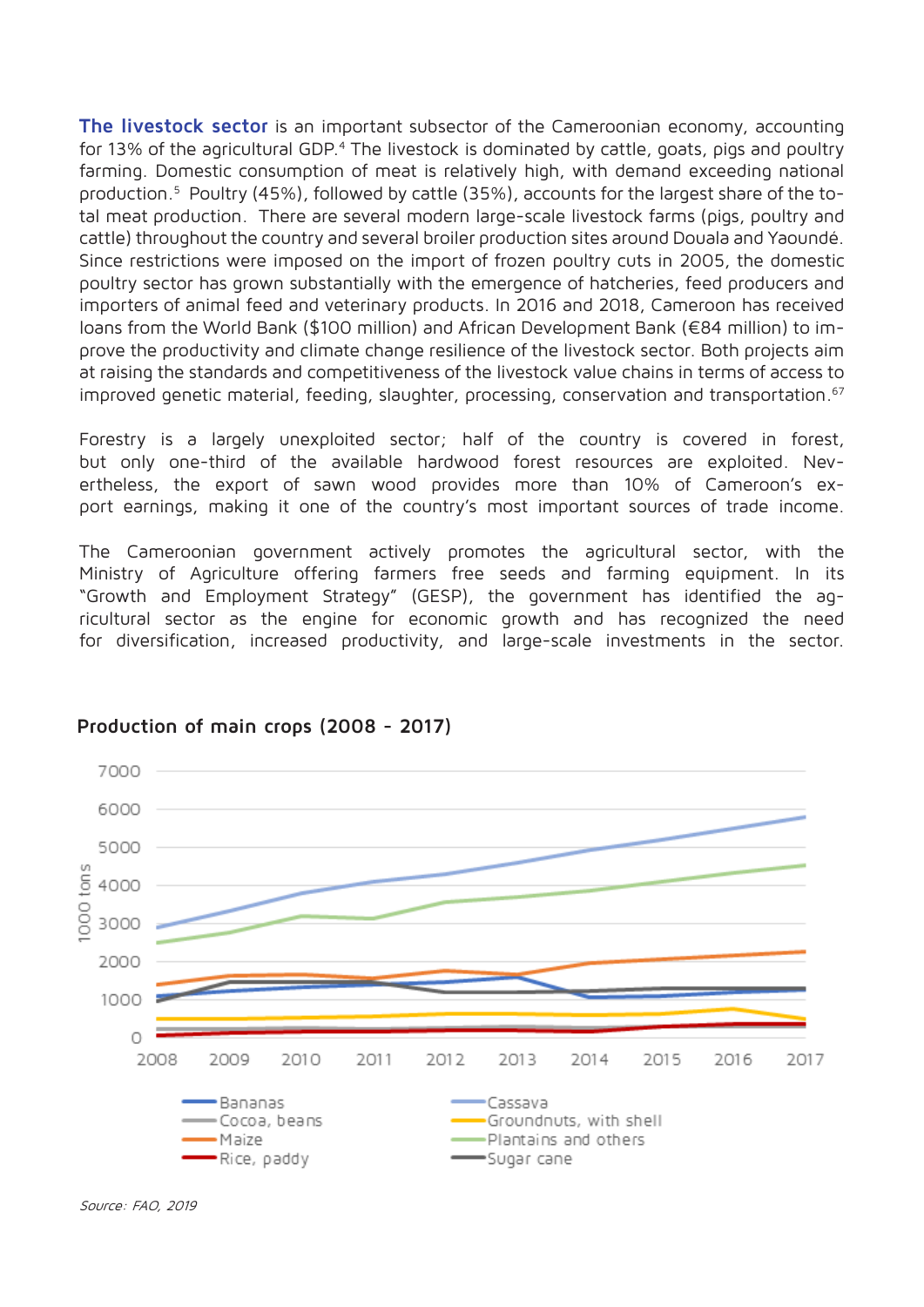**The livestock sector** is an important subsector of the Cameroonian economy, accounting for 13% of the agricultural GDP.[4] The livestock is dominated by cattle, goats, pigs and poultry farming. Domestic consumption of meat is relatively high, with demand exceeding national production.[5] Poultry (45%), followed by cattle (35%), accounts for the largest share of the total meat production. There are several modern large-scale livestock farms (pigs, poultry and cattle) throughout the country and several broiler production sites around Douala and Yaoundé. Since restrictions were imposed on the import of frozen poultry cuts in 2005, the domestic poultry sector has grown substantially with the emergence of hatcheries, feed producers and importers of animal feed and veterinary products. In 2016 and 2018, Cameroon has received loans from the World Bank ($100 million) and African Development Bank (€84 million) to improve the productivity and climate change resilience of the livestock sector. Both projects aim at raising the standards and competitiveness of the livestock value chains in terms of access to improved genetic material, feeding, slaughter, processing, conservation and transportation.[6,7]

Forestry is a largely unexploited sector; half of the country is covered in forest, but only one-third of the available hardwood forest resources are exploited. Nevertheless, the export of sawn wood provides more than 10% of Cameroon's export earnings, making it one of the country's most important sources of trade income.

The Cameroonian government actively promotes the agricultural sector, with the Ministry of Agriculture offering farmers free seeds and farming equipment. In its "Growth and Employment Strategy" (GESP), the government has identified the agricultural sector as the engine for economic growth and has recognized the need for diversification, increased productivity, and large-scale investments in the sector.

**Production of main crops (2008 - 2017)**

*Source: FAO, 2019*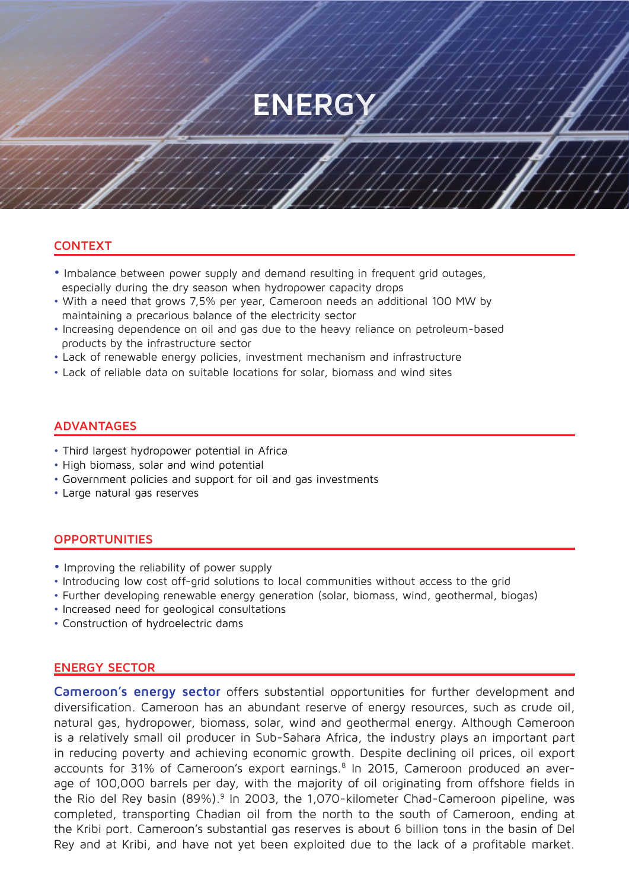# ENERGY

## CONTEXT

- Imbalance between power supply and demand resulting in frequent grid outages, especially during the dry season when hydropower capacity drops
- With a need that grows 7,5% per year, Cameroon needs an additional 100 MW by maintaining a precarious balance of the electricity sector
- Increasing dependence on oil and gas due to the heavy reliance on petroleum-based products by the infrastructure sector
- Lack of renewable energy policies, investment mechanism and infrastructure
- Lack of reliable data on suitable locations for solar, biomass and wind sites

## ADVANTAGES

- Third largest hydropower potential in Africa
- High biomass, solar and wind potential
- Government policies and support for oil and gas investments
- Large natural gas reserves

## OPPORTUNITIES

- Improving the reliability of power supply
- Introducing low cost off-grid solutions to local communities without access to the grid
- Further developing renewable energy generation (solar, biomass, wind, geothermal, biogas)
- Increased need for geological consultations
- Construction of hydroelectric dams

## ENERGY SECTOR

**Cameroon's energy sector** offers substantial opportunities for further development and diversification. Cameroon has an abundant reserve of energy resources, such as crude oil, natural gas, hydropower, biomass, solar, wind and geothermal energy. Although Cameroon is a relatively small oil producer in Sub-Sahara Africa, the industry plays an important part in reducing poverty and achieving economic growth. Despite declining oil prices, oil export accounts for 31% of Cameroon's export earnings.[8] In 2015, Cameroon produced an average of 100,000 barrels per day, with the majority of oil originating from offshore fields in the Rio del Rey basin (89%).[9] In 2003, the 1,070-kilometer Chad-Cameroon pipeline, was completed, transporting Chadian oil from the north to the south of Cameroon, ending at the Kribi port. Cameroon's substantial gas reserves is about 6 billion tons in the basin of Del Rey and at Kribi, and have not yet been exploited due to the lack of a profitable market.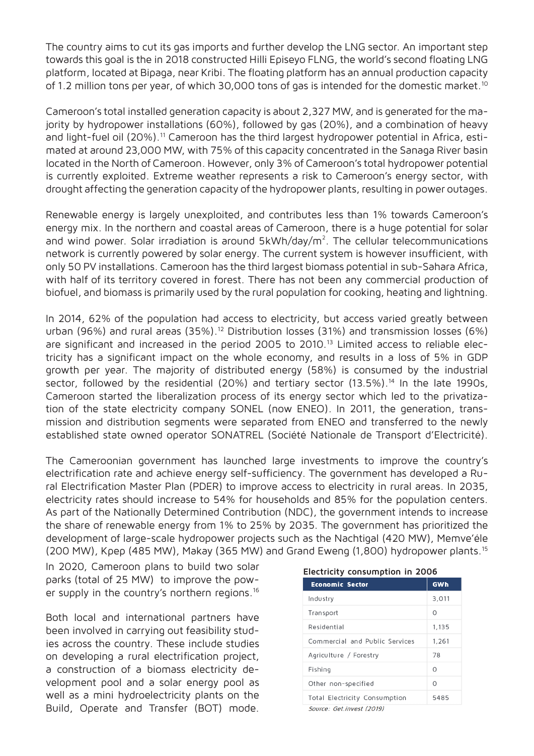The country aims to cut its gas imports and further develop the LNG sector. An important step towards this goal is the in 2018 constructed Hilli Episeyo FLNG, the world's second floating LNG platform, located at Bipaga, near Kribi. The floating platform has an annual production capacity of 1.2 million tons per year, of which 30,000 tons of gas is intended for the domestic market.[10]

Cameroon's total installed generation capacity is about 2,327 MW, and is generated for the majority by hydropower installations (60%), followed by gas (20%), and a combination of heavy and light-fuel oil (20%).[11] Cameroon has the third largest hydropower potential in Africa, estimated at around 23,000 MW, with 75% of this capacity concentrated in the Sanaga River basin located in the North of Cameroon. However, only 3% of Cameroon's total hydropower potential is currently exploited. Extreme weather represents a risk to Cameroon's energy sector, with drought affecting the generation capacity of the hydropower plants, resulting in power outages.

Renewable energy is largely unexploited, and contributes less than 1% towards Cameroon's energy mix. In the northern and coastal areas of Cameroon, there is a huge potential for solar and wind power. Solar irradiation is around 5kWh/day/m$^2$. The cellular telecommunications network is currently powered by solar energy. The current system is however insufficient, with only 50 PV installations. Cameroon has the third largest biomass potential in sub-Sahara Africa, with half of its territory covered in forest. There has not been any commercial production of biofuel, and biomass is primarily used by the rural population for cooking, heating and lightning.

In 2014, 62% of the population had access to electricity, but access varied greatly between urban (96%) and rural areas (35%).[12] Distribution losses (31%) and transmission losses (6%) are significant and increased in the period 2005 to 2010.[13] Limited access to reliable electricity has a significant impact on the whole economy, and results in a loss of 5% in GDP growth per year. The majority of distributed energy (58%) is consumed by the industrial sector, followed by the residential (20%) and tertiary sector (13.5%).[14] In the late 1990s, Cameroon started the liberalization process of its energy sector which led to the privatization of the state electricity company SONEL (now ENEO). In 2011, the generation, transmission and distribution segments were separated from ENEO and transferred to the newly established state owned operator SONATREL (Société Nationale de Transport d'Electricité).

The Cameroonian government has launched large investments to improve the country's electrification rate and achieve energy self-sufficiency. The government has developed a Rural Electrification Master Plan (PDER) to improve access to electricity in rural areas. In 2035, electricity rates should increase to 54% for households and 85% for the population centers. As part of the Nationally Determined Contribution (NDC), the government intends to increase the share of renewable energy from 1% to 25% by 2035. The government has prioritized the development of large-scale hydropower projects such as the Nachtigal (420 MW), Memve'éle (200 MW), Kpep (485 MW), Makay (365 MW) and Grand Eweng (1,800) hydropower plants.[15]

In 2020, Cameroon plans to build two solar parks (total of 25 MW) to improve the power supply in the country's northern regions.[16]

Both local and international partners have been involved in carrying out feasibility studies across the country. These include studies on developing a rural electrification project, a construction of a biomass electricity development pool and a solar energy pool as well as a mini hydroelectricity plants on the Build, Operate and Transfer (BOT) mode.

**Electricity consumption in 2006**

| Economic Sector | GWh |
| --- | --- |
| Industry | 3,011 |
| Transport | 0 |
| Residential | 1,135 |
| Commercial and Public Services | 1,261 |
| Agriculture / Forestry | 78 |
| Fishing | 0 |
| Other non-specified | 0 |
| Total Electricity Consumption | 5485 |

*Source: Get.invest (2019)*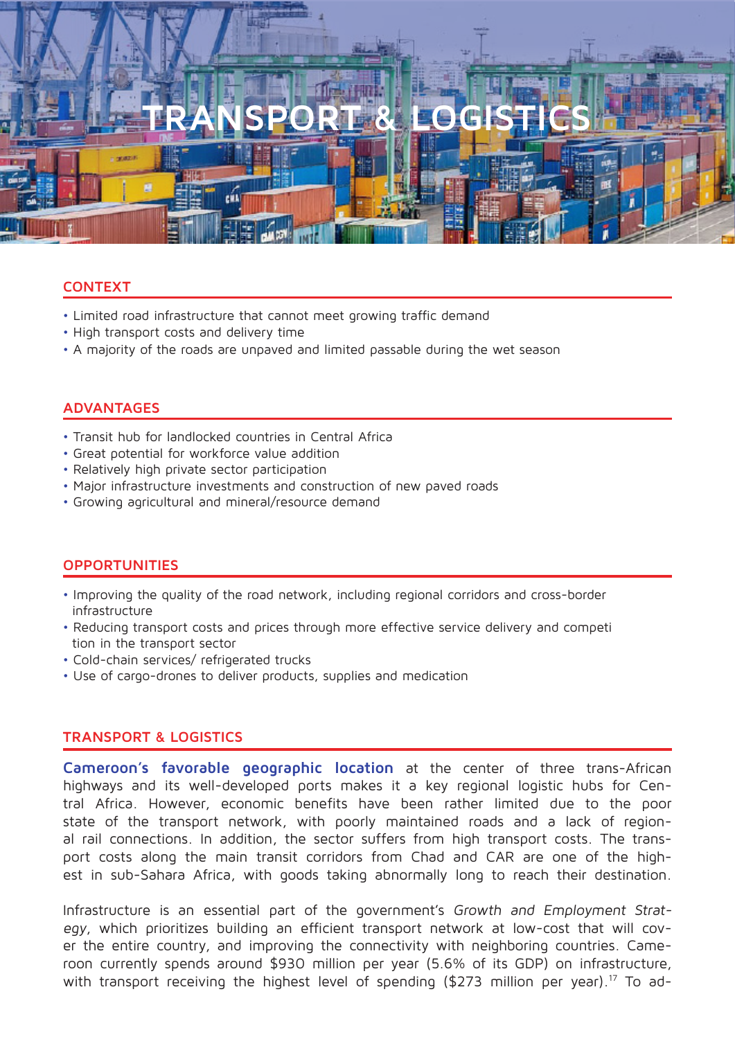# TRANSPORT & LOGISTICS

## CONTEXT

- Limited road infrastructure that cannot meet growing traffic demand
- High transport costs and delivery time
- A majority of the roads are unpaved and limited passable during the wet season

## ADVANTAGES

- Transit hub for landlocked countries in Central Africa
- Great potential for workforce value addition
- Relatively high private sector participation
- Major infrastructure investments and construction of new paved roads
- Growing agricultural and mineral/resource demand

## OPPORTUNITIES

- Improving the quality of the road network, including regional corridors and cross-border infrastructure
- Reducing transport costs and prices through more effective service delivery and competi tion in the transport sector
- Cold-chain services/ refrigerated trucks
- Use of cargo-drones to deliver products, supplies and medication

## TRANSPORT & LOGISTICS

**Cameroon's favorable geographic location** at the center of three trans-African highways and its well-developed ports makes it a key regional logistic hubs for Central Africa. However, economic benefits have been rather limited due to the poor state of the transport network, with poorly maintained roads and a lack of regional rail connections. In addition, the sector suffers from high transport costs. The transport costs along the main transit corridors from Chad and CAR are one of the highest in sub-Sahara Africa, with goods taking abnormally long to reach their destination.

Infrastructure is an essential part of the government's *Growth and Employment Strategy*, which prioritizes building an efficient transport network at low-cost that will cover the entire country, and improving the connectivity with neighboring countries. Cameroon currently spends around $930 million per year (5.6% of its GDP) on infrastructure, with transport receiving the highest level of spending ($273 million per year).[17] To ad-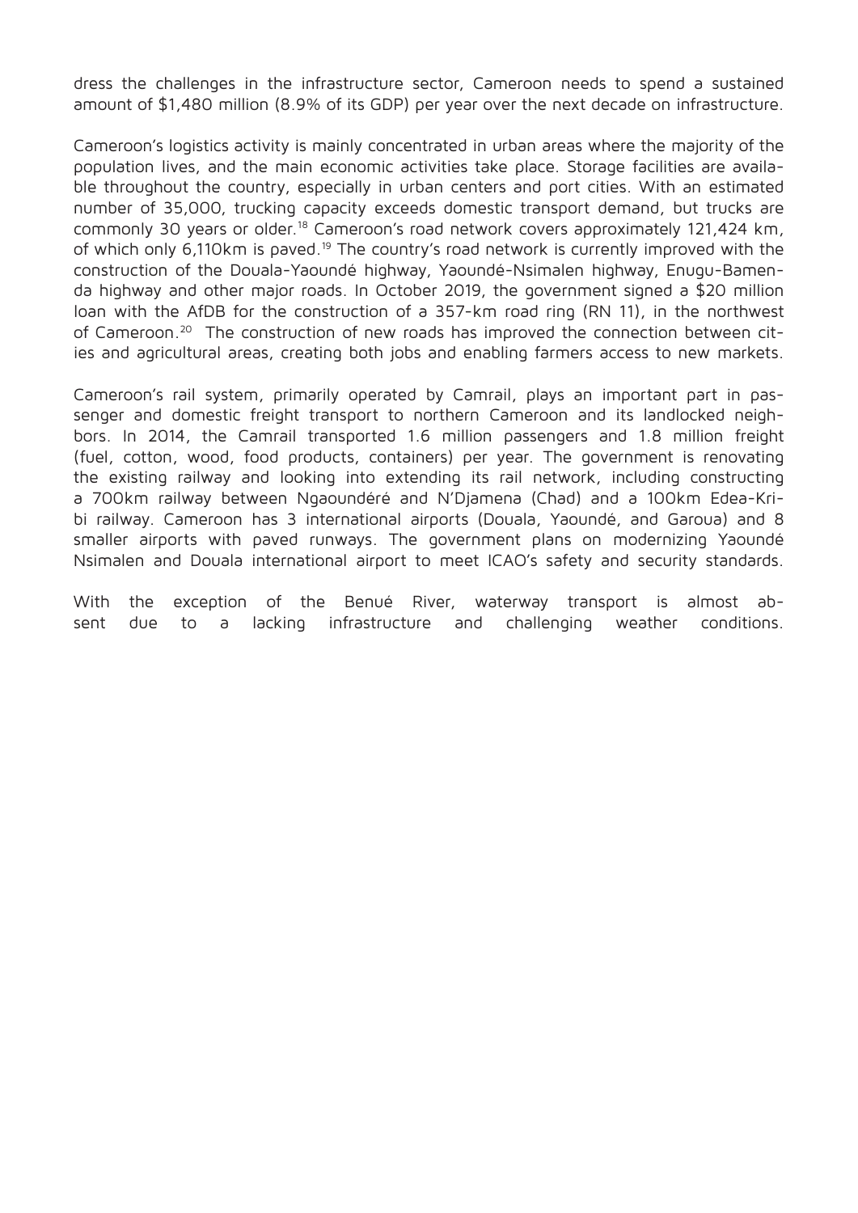dress the challenges in the infrastructure sector, Cameroon needs to spend a sustained amount of $1,480 million (8.9% of its GDP) per year over the next decade on infrastructure.

Cameroon's logistics activity is mainly concentrated in urban areas where the majority of the population lives, and the main economic activities take place. Storage facilities are available throughout the country, especially in urban centers and port cities. With an estimated number of 35,000, trucking capacity exceeds domestic transport demand, but trucks are commonly 30 years or older.[18] Cameroon's road network covers approximately 121,424 km, of which only 6,110km is paved.[19] The country's road network is currently improved with the construction of the Douala-Yaoundé highway, Yaoundé-Nsimalen highway, Enugu-Bamenda highway and other major roads. In October 2019, the government signed a $20 million loan with the AfDB for the construction of a 357-km road ring (RN 11), in the northwest of Cameroon.[20] The construction of new roads has improved the connection between cities and agricultural areas, creating both jobs and enabling farmers access to new markets.

Cameroon's rail system, primarily operated by Camrail, plays an important part in passenger and domestic freight transport to northern Cameroon and its landlocked neighbors. In 2014, the Camrail transported 1.6 million passengers and 1.8 million freight (fuel, cotton, wood, food products, containers) per year. The government is renovating the existing railway and looking into extending its rail network, including constructing a 700km railway between Ngaoundéré and N'Djamena (Chad) and a 100km Edea-Kribi railway. Cameroon has 3 international airports (Douala, Yaoundé, and Garoua) and 8 smaller airports with paved runways. The government plans on modernizing Yaoundé Nsimalen and Douala international airport to meet ICAO's safety and security standards.

With the exception of the Benué River, waterway transport is almost absent due to a lacking infrastructure and challenging weather conditions.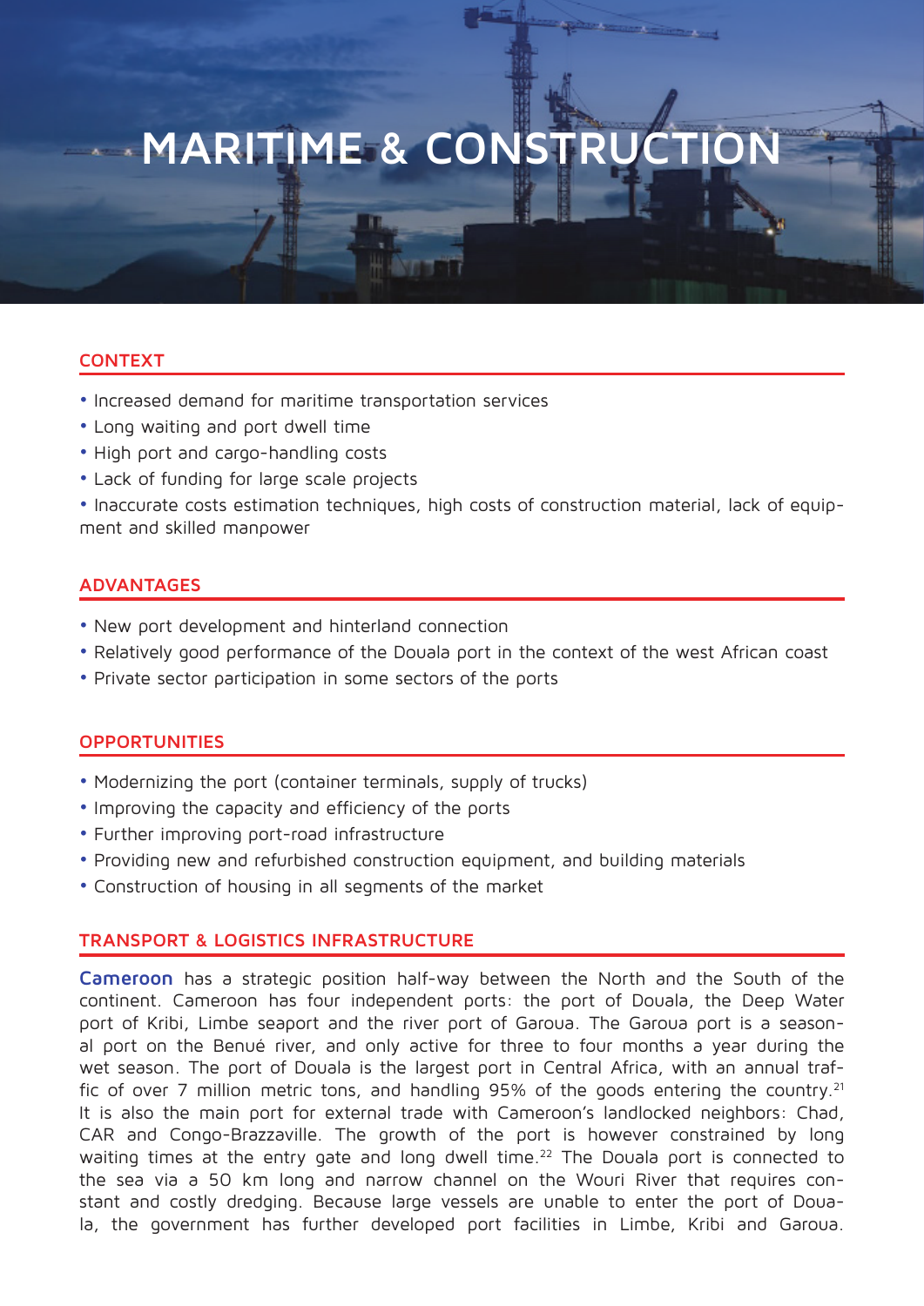# MARITIME & CONSTRUCTION

## CONTEXT

- Increased demand for maritime transportation services
- Long waiting and port dwell time
- High port and cargo-handling costs
- Lack of funding for large scale projects
- Inaccurate costs estimation techniques, high costs of construction material, lack of equipment and skilled manpower

## ADVANTAGES

- New port development and hinterland connection
- Relatively good performance of the Douala port in the context of the west African coast
- Private sector participation in some sectors of the ports

## OPPORTUNITIES

- Modernizing the port (container terminals, supply of trucks)
- Improving the capacity and efficiency of the ports
- Further improving port-road infrastructure
- Providing new and refurbished construction equipment, and building materials
- Construction of housing in all segments of the market

## TRANSPORT & LOGISTICS INFRASTRUCTURE

**Cameroon** has a strategic position half-way between the North and the South of the continent. Cameroon has four independent ports: the port of Douala, the Deep Water port of Kribi, Limbe seaport and the river port of Garoua. The Garoua port is a seasonal port on the Benué river, and only active for three to four months a year during the wet season. The port of Douala is the largest port in Central Africa, with an annual traffic of over 7 million metric tons, and handling 95% of the goods entering the country.[21] It is also the main port for external trade with Cameroon's landlocked neighbors: Chad, CAR and Congo-Brazzaville. The growth of the port is however constrained by long waiting times at the entry gate and long dwell time.[22] The Douala port is connected to the sea via a 50 km long and narrow channel on the Wouri River that requires constant and costly dredging. Because large vessels are unable to enter the port of Douala, the government has further developed port facilities in Limbe, Kribi and Garoua.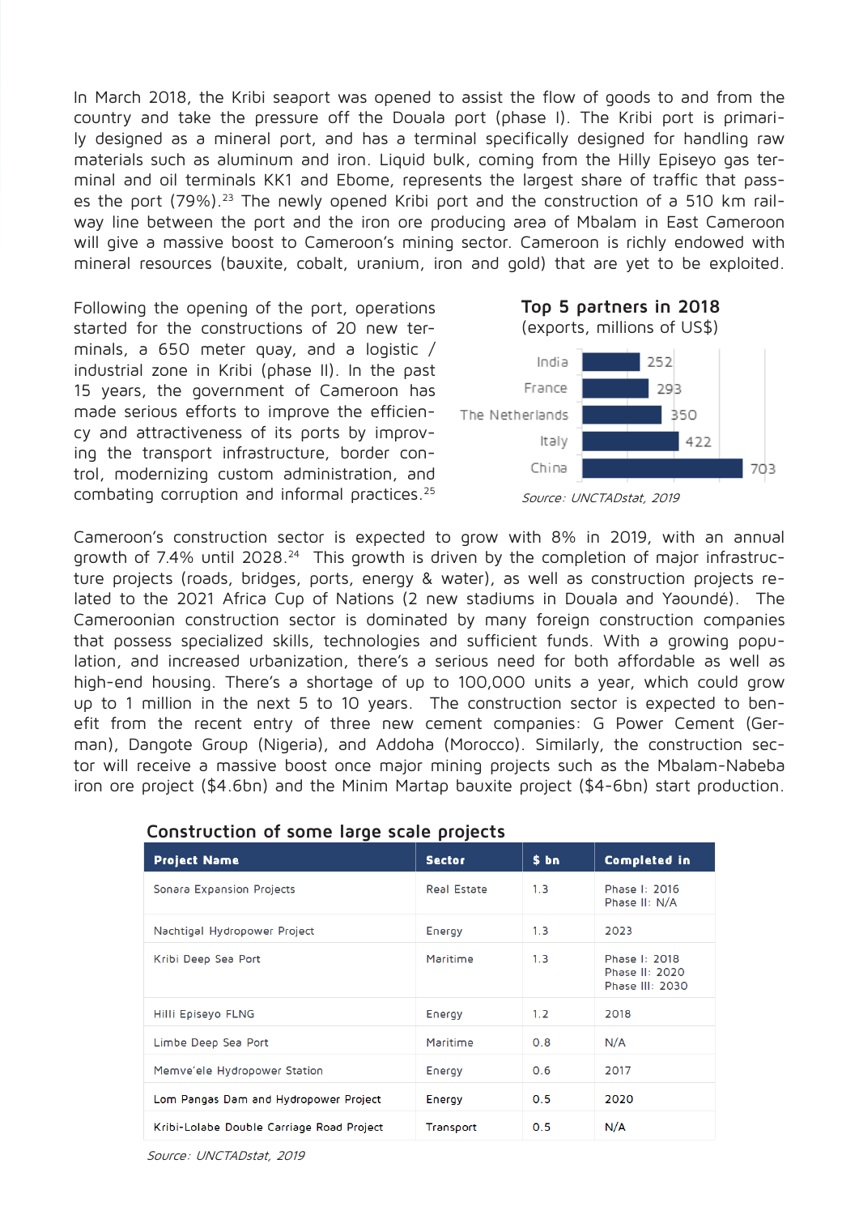In March 2018, the Kribi seaport was opened to assist the flow of goods to and from the country and take the pressure off the Douala port (phase I). The Kribi port is primarily designed as a mineral port, and has a terminal specifically designed for handling raw materials such as aluminum and iron. Liquid bulk, coming from the Hilly Episeyo gas terminal and oil terminals KK1 and Ebome, represents the largest share of traffic that passes the port (79%).[23] The newly opened Kribi port and the construction of a 510 km railway line between the port and the iron ore producing area of Mbalam in East Cameroon will give a massive boost to Cameroon's mining sector. Cameroon is richly endowed with mineral resources (bauxite, cobalt, uranium, iron and gold) that are yet to be exploited.

Following the opening of the port, operations started for the constructions of 20 new terminals, a 650 meter quay, and a logistic / industrial zone in Kribi (phase II). In the past 15 years, the government of Cameroon has made serious efforts to improve the efficiency and attractiveness of its ports by improving the transport infrastructure, border control, modernizing custom administration, and combating corruption and informal practices.[25]

**Top 5 partners in 2018**
(exports, millions of US$)

| Partner | Exports (millions of US$) |
|---|---|
| India | 252 |
| France | 293 |
| The Netherlands | 350 |
| Italy | 422 |
| China | 703 |

*Source: UNCTADstat, 2019*

Cameroon's construction sector is expected to grow with 8% in 2019, with an annual growth of 7.4% until 2028.[24] This growth is driven by the completion of major infrastructure projects (roads, bridges, ports, energy & water), as well as construction projects related to the 2021 Africa Cup of Nations (2 new stadiums in Douala and Yaoundé). The Cameroonian construction sector is dominated by many foreign construction companies that possess specialized skills, technologies and sufficient funds. With a growing population, and increased urbanization, there's a serious need for both affordable as well as high-end housing. There's a shortage of up to 100,000 units a year, which could grow up to 1 million in the next 5 to 10 years. The construction sector is expected to benefit from the recent entry of three new cement companies: G Power Cement (German), Dangote Group (Nigeria), and Addoha (Morocco). Similarly, the construction sector will receive a massive boost once major mining projects such as the Mbalam-Nabeba iron ore project ($4.6bn) and the Minim Martap bauxite project ($4-6bn) start production.

**Construction of some large scale projects**

| Project Name | Sector | $ bn | Completed in |
|---|---|---|---|
| Sonara Expansion Projects | Real Estate | 1.3 | Phase I: 2016<br>Phase II: N/A |
| Nachtigal Hydropower Project | Energy | 1.3 | 2023 |
| Kribi Deep Sea Port | Maritime | 1.3 | Phase I: 2018<br>Phase II: 2020<br>Phase III: 2030 |
| Hilli Episeyo FLNG | Energy | 1.2 | 2018 |
| Limbe Deep Sea Port | Maritime | 0.8 | N/A |
| Memve'ele Hydropower Station | Energy | 0.6 | 2017 |
| Lom Pangas Dam and Hydropower Project | Energy | 0.5 | 2020 |
| Kribi-Lolabe Double Carriage Road Project | Transport | 0.5 | N/A |

*Source: UNCTADstat, 2019*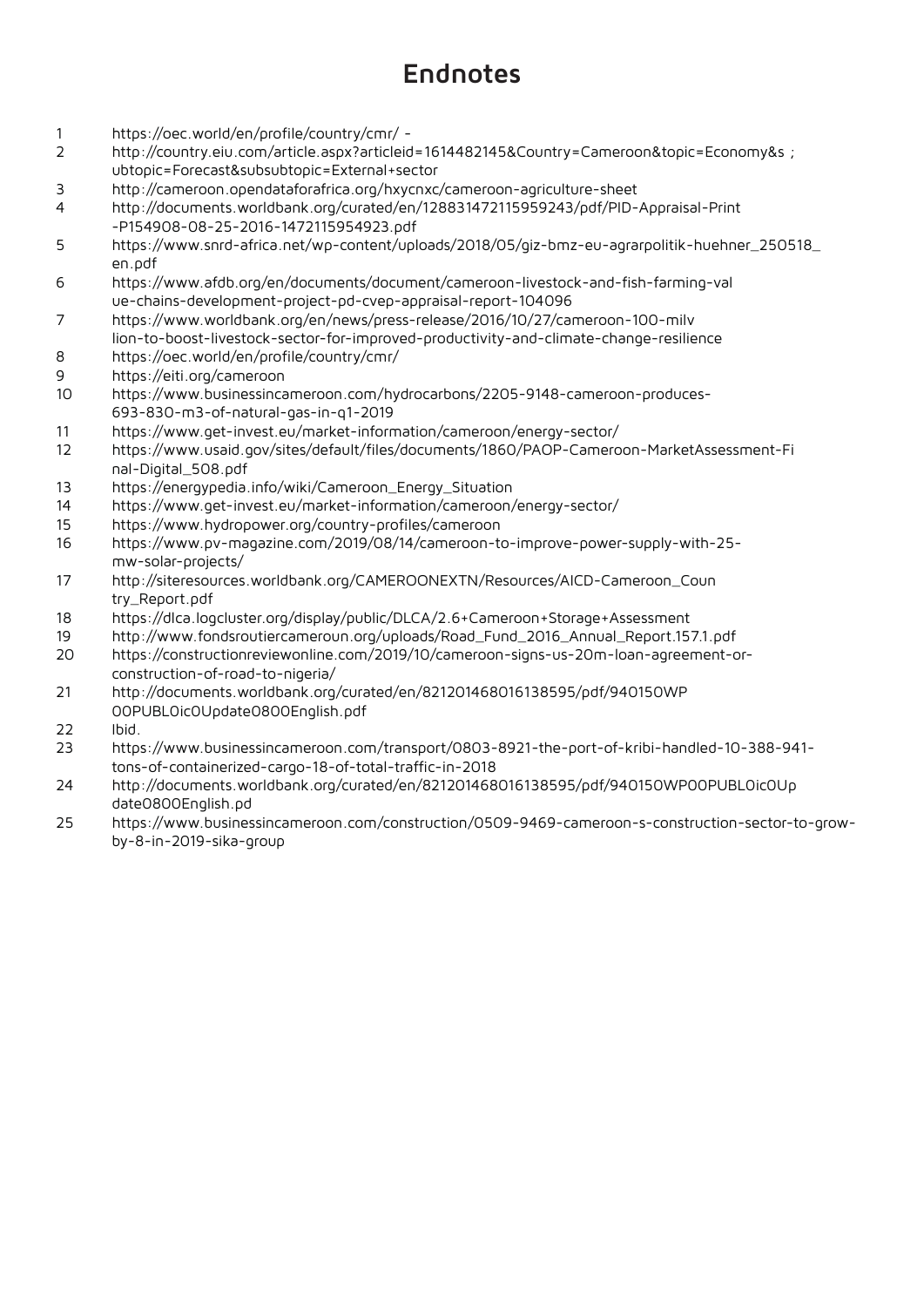# Endnotes

1 https://oec.world/en/profile/country/cmr/ -
2 http://country.eiu.com/article.aspx?articleid=1614482145&Country=Cameroon&topic=Economy&s ; ubtopic=Forecast&subsubtopic=External+sector
3 http://cameroon.opendataforafrica.org/hxycnxc/cameroon-agriculture-sheet
4 http://documents.worldbank.org/curated/en/128831472115959243/pdf/PID-Appraisal-Print -P154908-08-25-2016-1472115954923.pdf
5 https://www.snrd-africa.net/wp-content/uploads/2018/05/giz-bmz-eu-agrarpolitik-huehner_250518_ en.pdf
6 https://www.afdb.org/en/documents/document/cameroon-livestock-and-fish-farming-val ue-chains-development-project-pd-cvep-appraisal-report-104096
7 https://www.worldbank.org/en/news/press-release/2016/10/27/cameroon-100-milv lion-to-boost-livestock-sector-for-improved-productivity-and-climate-change-resilience
8 https://oec.world/en/profile/country/cmr/
9 https://eiti.org/cameroon
10 https://www.businessincameroon.com/hydrocarbons/2205-9148-cameroon-produces- 693-830-m3-of-natural-gas-in-q1-2019
11 https://www.get-invest.eu/market-information/cameroon/energy-sector/
12 https://www.usaid.gov/sites/default/files/documents/1860/PAOP-Cameroon-MarketAssessment-Fi nal-Digital_508.pdf
13 https://energypedia.info/wiki/Cameroon_Energy_Situation
14 https://www.get-invest.eu/market-information/cameroon/energy-sector/
15 https://www.hydropower.org/country-profiles/cameroon
16 https://www.pv-magazine.com/2019/08/14/cameroon-to-improve-power-supply-with-25- mw-solar-projects/
17 http://siteresources.worldbank.org/CAMEROONEXTN/Resources/AICD-Cameroon_Coun try_Report.pdf
18 https://dlca.logcluster.org/display/public/DLCA/2.6+Cameroon+Storage+Assessment
19 http://www.fondsroutiercameroun.org/uploads/Road_Fund_2016_Annual_Report.157.1.pdf
20 https://constructionreviewonline.com/2019/10/cameroon-signs-us-20m-loan-agreement-or- construction-of-road-to-nigeria/
21 http://documents.worldbank.org/curated/en/821201468016138595/pdf/940150WP 00PUBL0ic0Update0800English.pdf
22 Ibid.
23 https://www.businessincameroon.com/transport/0803-8921-the-port-of-kribi-handled-10-388-941- tons-of-containerized-cargo-18-of-total-traffic-in-2018
24 http://documents.worldbank.org/curated/en/821201468016138595/pdf/940150WP00PUBL0ic0Up date0800English.pd
25 https://www.businessincameroon.com/construction/0509-9469-cameroon-s-construction-sector-to-grow- by-8-in-2019-sika-group